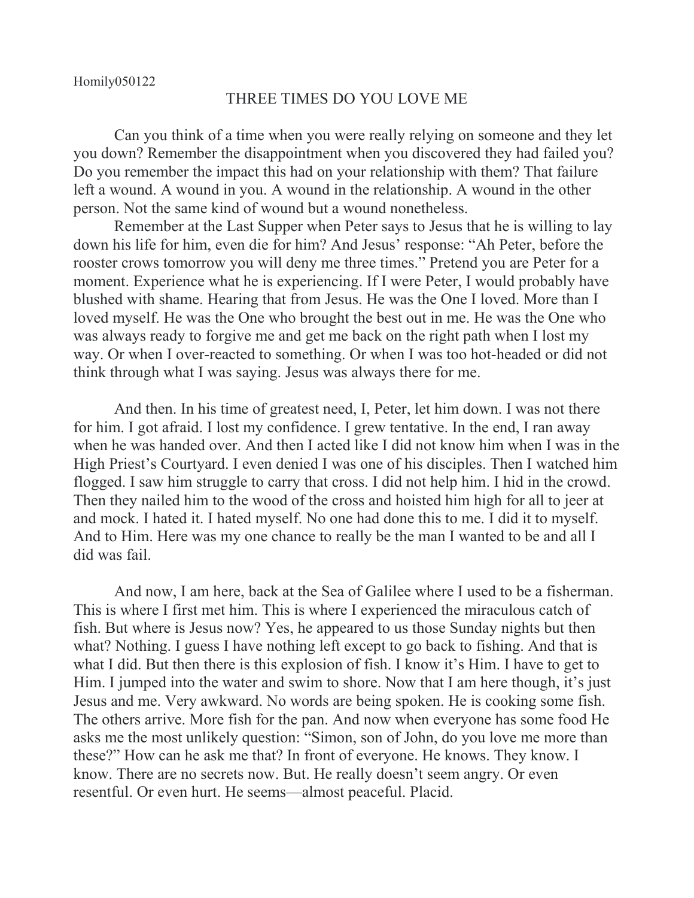Homily050122

# THREE TIMES DO YOU LOVE ME

Can you think of a time when you were really relying on someone and they let you down? Remember the disappointment when you discovered they had failed you? Do you remember the impact this had on your relationship with them? That failure left a wound. A wound in you. A wound in the relationship. A wound in the other person. Not the same kind of wound but a wound nonetheless.

Remember at the Last Supper when Peter says to Jesus that he is willing to lay down his life for him, even die for him? And Jesus' response: "Ah Peter, before the rooster crows tomorrow you will deny me three times." Pretend you are Peter for a moment. Experience what he is experiencing. If I were Peter, I would probably have blushed with shame. Hearing that from Jesus. He was the One I loved. More than I loved myself. He was the One who brought the best out in me. He was the One who was always ready to forgive me and get me back on the right path when I lost my way. Or when I over-reacted to something. Or when I was too hot-headed or did not think through what I was saying. Jesus was always there for me.

And then. In his time of greatest need, I, Peter, let him down. I was not there for him. I got afraid. I lost my confidence. I grew tentative. In the end, I ran away when he was handed over. And then I acted like I did not know him when I was in the High Priest's Courtyard. I even denied I was one of his disciples. Then I watched him flogged. I saw him struggle to carry that cross. I did not help him. I hid in the crowd. Then they nailed him to the wood of the cross and hoisted him high for all to jeer at and mock. I hated it. I hated myself. No one had done this to me. I did it to myself. And to Him. Here was my one chance to really be the man I wanted to be and all I did was fail.

And now, I am here, back at the Sea of Galilee where I used to be a fisherman. This is where I first met him. This is where I experienced the miraculous catch of fish. But where is Jesus now? Yes, he appeared to us those Sunday nights but then what? Nothing. I guess I have nothing left except to go back to fishing. And that is what I did. But then there is this explosion of fish. I know it's Him. I have to get to Him. I jumped into the water and swim to shore. Now that I am here though, it's just Jesus and me. Very awkward. No words are being spoken. He is cooking some fish. The others arrive. More fish for the pan. And now when everyone has some food He asks me the most unlikely question: "Simon, son of John, do you love me more than these?" How can he ask me that? In front of everyone. He knows. They know. I know. There are no secrets now. But. He really doesn't seem angry. Or even resentful. Or even hurt. He seems—almost peaceful. Placid.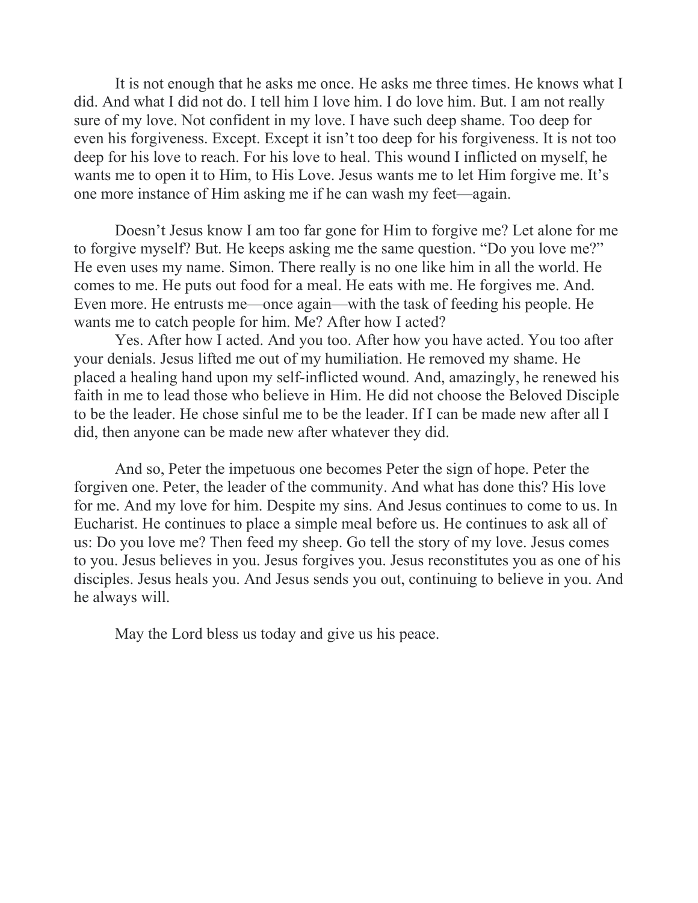It is not enough that he asks me once. He asks me three times. He knows what I did. And what I did not do. I tell him I love him. I do love him. But. I am not really sure of my love. Not confident in my love. I have such deep shame. Too deep for even his forgiveness. Except. Except it isn't too deep for his forgiveness. It is not too deep for his love to reach. For his love to heal. This wound I inflicted on myself, he wants me to open it to Him, to His Love. Jesus wants me to let Him forgive me. It's one more instance of Him asking me if he can wash my feet—again.

Doesn't Jesus know I am too far gone for Him to forgive me? Let alone for me to forgive myself? But. He keeps asking me the same question. "Do you love me?" He even uses my name. Simon. There really is no one like him in all the world. He comes to me. He puts out food for a meal. He eats with me. He forgives me. And. Even more. He entrusts me—once again—with the task of feeding his people. He wants me to catch people for him. Me? After how I acted?

Yes. After how I acted. And you too. After how you have acted. You too after your denials. Jesus lifted me out of my humiliation. He removed my shame. He placed a healing hand upon my self-inflicted wound. And, amazingly, he renewed his faith in me to lead those who believe in Him. He did not choose the Beloved Disciple to be the leader. He chose sinful me to be the leader. If I can be made new after all I did, then anyone can be made new after whatever they did.

And so, Peter the impetuous one becomes Peter the sign of hope. Peter the forgiven one. Peter, the leader of the community. And what has done this? His love for me. And my love for him. Despite my sins. And Jesus continues to come to us. In Eucharist. He continues to place a simple meal before us. He continues to ask all of us: Do you love me? Then feed my sheep. Go tell the story of my love. Jesus comes to you. Jesus believes in you. Jesus forgives you. Jesus reconstitutes you as one of his disciples. Jesus heals you. And Jesus sends you out, continuing to believe in you. And he always will.

May the Lord bless us today and give us his peace.